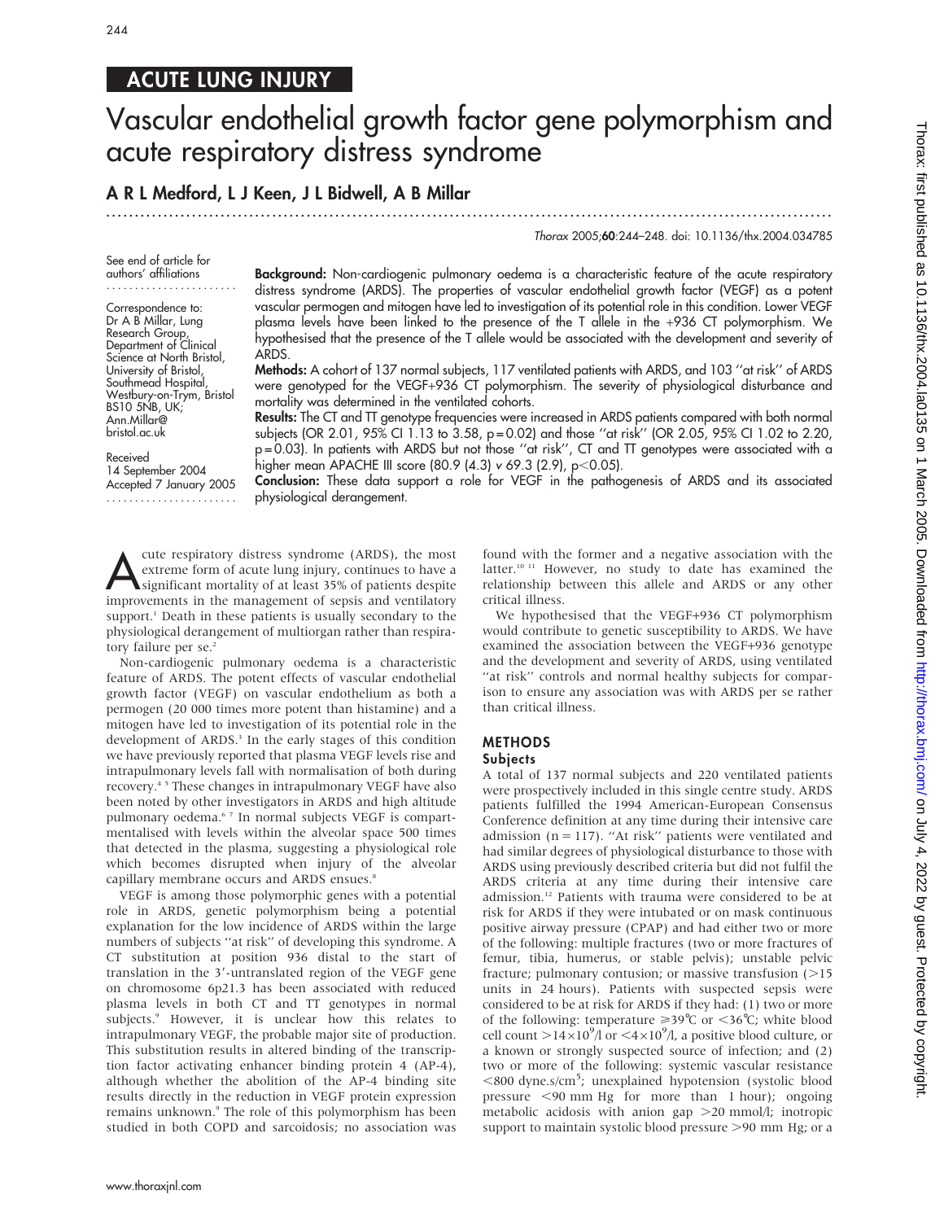ACUTE LUNG INJURY

# Vascular endothelial growth factor gene polymorphism and acute respiratory distress syndrome

**A R L Medford, L J Keen, J L Bidwell, A B Millar**

*Thorax* 2005;**60**:244–248. doi: 10.1136/thx.2004.034785

See end of article for authors' affiliations

Correspondence to: Dr A B Millar, Lung Research Group, Department of Clinical Science at North Bristol, University of Bristol, Southmead Hospital, Westbury-on-Trym, Bristol BS10 5NB, UK; Ann.Millar@bristol.ac.uk

Received 14 September 2004
Accepted 7 January 2005

**Background:** Non-cardiogenic pulmonary oedema is a characteristic feature of the acute respiratory distress syndrome (ARDS). The properties of vascular endothelial growth factor (VEGF) as a potent vascular permogen and mitogen have led to investigation of its potential role in this condition. Lower VEGF plasma levels have been linked to the presence of the T allele in the +936 CT polymorphism. We hypothesised that the presence of the T allele would be associated with the development and severity of ARDS.

**Methods:** A cohort of 137 normal subjects, 117 ventilated patients with ARDS, and 103 ''at risk'' of ARDS were genotyped for the VEGF+936 CT polymorphism. The severity of physiological disturbance and mortality was determined in the ventilated cohorts.

**Results:** The CT and TT genotype frequencies were increased in ARDS patients compared with both normal subjects (OR 2.01, 95% CI 1.13 to 3.58, p = 0.02) and those ''at risk'' (OR 2.05, 95% CI 1.02 to 2.20, p = 0.03). In patients with ARDS but not those ''at risk'', CT and TT genotypes were associated with a higher mean APACHE III score (80.9 (4.3) v 69.3 (2.9), p<0.05).

**Conclusion:** These data support a role for VEGF in the pathogenesis of ARDS and its associated physiological derangement.

Acute respiratory distress syndrome (ARDS), the most extreme form of acute lung injury, continues to have a significant mortality of at least 35% of patients despite improvements in the management of sepsis and ventilatory support.[1] Death in these patients is usually secondary to the physiological derangement of multiorgan rather than respiratory failure per se.[2]

Non-cardiogenic pulmonary oedema is a characteristic feature of ARDS. The potent effects of vascular endothelial growth factor (VEGF) on vascular endothelium as both a permogen (20 000 times more potent than histamine) and a mitogen have led to investigation of its potential role in the development of ARDS.[3] In the early stages of this condition we have previously reported that plasma VEGF levels rise and intrapulmonary levels fall with normalisation of both during recovery.[4 5] These changes in intrapulmonary VEGF have also been noted by other investigators in ARDS and high altitude pulmonary oedema.[6 7] In normal subjects VEGF is compartmentalised with levels within the alveolar space 500 times that detected in the plasma, suggesting a physiological role which becomes disrupted when injury of the alveolar capillary membrane occurs and ARDS ensues.[8]

VEGF is among those polymorphic genes with a potential role in ARDS, genetic polymorphism being a potential explanation for the low incidence of ARDS within the large numbers of subjects ''at risk'' of developing this syndrome. A CT substitution at position 936 distal to the start of translation in the 3′-untranslated region of the VEGF gene on chromosome 6p21.3 has been associated with reduced plasma levels in both CT and TT genotypes in normal subjects.[9] However, it is unclear how this relates to intrapulmonary VEGF, the probable major site of production. This substitution results in altered binding of the transcription factor activating enhancer binding protein 4 (AP-4), although whether the abolition of the AP-4 binding site results directly in the reduction in VEGF protein expression remains unknown.[9] The role of this polymorphism has been studied in both COPD and sarcoidosis; no association was found with the former and a negative association with the latter.[10 11] However, no study to date has examined the relationship between this allele and ARDS or any other critical illness.

We hypothesised that the VEGF+936 CT polymorphism would contribute to genetic susceptibility to ARDS. We have examined the association between the VEGF+936 genotype and the development and severity of ARDS, using ventilated ''at risk'' controls and normal healthy subjects for comparison to ensure any association was with ARDS per se rather than critical illness.

## METHODS

### Subjects

A total of 137 normal subjects and 220 ventilated patients were prospectively included in this single centre study. ARDS patients fulfilled the 1994 American-European Consensus Conference definition at any time during their intensive care admission (n = 117). ''At risk'' patients were ventilated and had similar degrees of physiological disturbance to those with ARDS using previously described criteria but did not fulfil the ARDS criteria at any time during their intensive care admission.[12] Patients with trauma were considered to be at risk for ARDS if they were intubated or on mask continuous positive airway pressure (CPAP) and had either two or more of the following: multiple fractures (two or more fractures of femur, tibia, humerus, or stable pelvis); unstable pelvic fracture; pulmonary contusion; or massive transfusion (>15 units in 24 hours). Patients with suspected sepsis were considered to be at risk for ARDS if they had: (1) two or more of the following: temperature ⩾39℃ or <36℃; white blood cell count $>14\times10^9$/l or $<4\times10^9$/l, a positive blood culture, or a known or strongly suspected source of infection; and (2) two or more of the following: systemic vascular resistance <800 dyne.s/cm$^5$; unexplained hypotension (systolic blood pressure <90 mm Hg for more than 1 hour); ongoing metabolic acidosis with anion gap >20 mmol/l; inotropic support to maintain systolic blood pressure >90 mm Hg; or a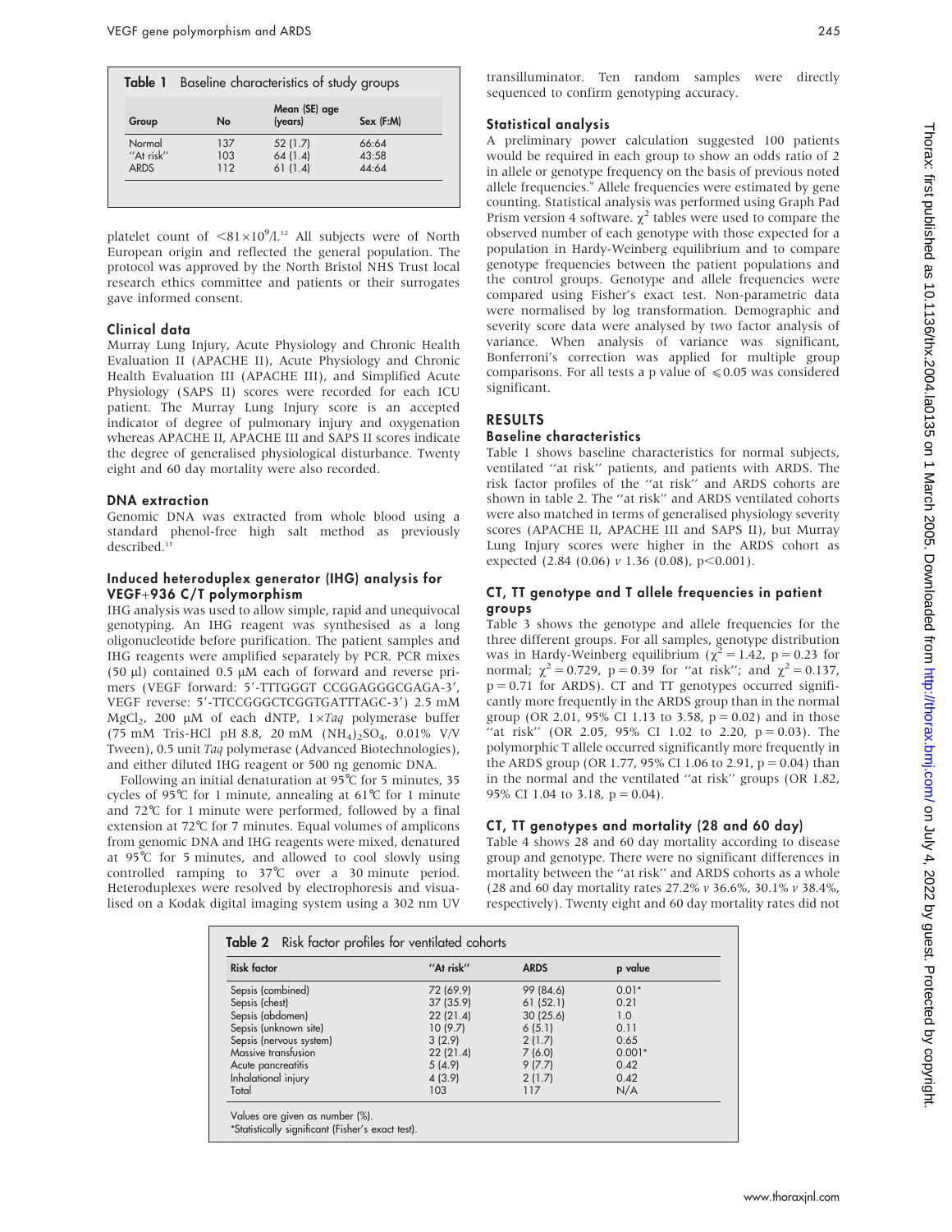**Table 1** Baseline characteristics of study groups

| Group | No | Mean (SE) age (years) | Sex (F:M) |
|---|---|---|---|
| Normal | 137 | 52 (1.7) | 66:64 |
| "At risk" | 103 | 64 (1.4) | 43:58 |
| ARDS | 112 | 61 (1.4) | 44:64 |

platelet count of $<81\times10^9$/l.[12] All subjects were of North European origin and reflected the general population. The protocol was approved by the North Bristol NHS Trust local research ethics committee and patients or their surrogates gave informed consent.

### Clinical data

Murray Lung Injury, Acute Physiology and Chronic Health Evaluation II (APACHE II), Acute Physiology and Chronic Health Evaluation III (APACHE III), and Simplified Acute Physiology (SAPS II) scores were recorded for each ICU patient. The Murray Lung Injury score is an accepted indicator of degree of pulmonary injury and oxygenation whereas APACHE II, APACHE III and SAPS II scores indicate the degree of generalised physiological disturbance. Twenty eight and 60 day mortality were also recorded.

### DNA extraction

Genomic DNA was extracted from whole blood using a standard phenol-free high salt method as previously described.[13]

### Induced heteroduplex generator (IHG) analysis for VEGF+936 C/T polymorphism

IHG analysis was used to allow simple, rapid and unequivocal genotyping. An IHG reagent was synthesised as a long oligonucleotide before purification. The patient samples and IHG reagents were amplified separately by PCR. PCR mixes (50 µl) contained 0.5 µM each of forward and reverse primers (VEGF forward: 5′-TTTGGGT CCGGAGGGCGAGA-3′, VEGF reverse: 5′-TTCCGGGCTCGGTGATTTAGC-3′) 2.5 mM $MgCl_2$, 200 µM of each dNTP, 1×*Taq* polymerase buffer (75 mM Tris-HCl pH 8.8, 20 mM $(NH_4)_2SO_4$, 0.01% V/V Tween), 0.5 unit *Taq* polymerase (Advanced Biotechnologies), and either diluted IHG reagent or 500 ng genomic DNA.

Following an initial denaturation at 95℃ for 5 minutes, 35 cycles of 95℃ for 1 minute, annealing at 61℃ for 1 minute and 72℃ for 1 minute were performed, followed by a final extension at 72℃ for 7 minutes. Equal volumes of amplicons from genomic DNA and IHG reagents were mixed, denatured at 95℃ for 5 minutes, and allowed to cool slowly using controlled ramping to 37℃ over a 30 minute period. Heteroduplexes were resolved by electrophoresis and visualised on a Kodak digital imaging system using a 302 nm UV transilluminator. Ten random samples were directly sequenced to confirm genotyping accuracy.

### Statistical analysis

A preliminary power calculation suggested 100 patients would be required in each group to show an odds ratio of 2 in allele or genotype frequency on the basis of previous noted allele frequencies.[9] Allele frequencies were estimated by gene counting. Statistical analysis was performed using Graph Pad Prism version 4 software. $\chi^2$ tables were used to compare the observed number of each genotype with those expected for a population in Hardy-Weinberg equilibrium and to compare genotype frequencies between the patient populations and the control groups. Genotype and allele frequencies were compared using Fisher's exact test. Non-parametric data were normalised by log transformation. Demographic and severity score data were analysed by two factor analysis of variance. When analysis of variance was significant, Bonferroni's correction was applied for multiple group comparisons. For all tests a p value of $\leqslant 0.05$ was considered significant.

## RESULTS

### Baseline characteristics

Table 1 shows baseline characteristics for normal subjects, ventilated "at risk" patients, and patients with ARDS. The risk factor profiles of the "at risk" and ARDS cohorts are shown in table 2. The "at risk" and ARDS ventilated cohorts were also matched in terms of generalised physiology severity scores (APACHE II, APACHE III and SAPS II), but Murray Lung Injury scores were higher in the ARDS cohort as expected (2.84 (0.06) *v* 1.36 (0.08), $p<0.001$).

### CT, TT genotype and T allele frequencies in patient groups

Table 3 shows the genotype and allele frequencies for the three different groups. For all samples, genotype distribution was in Hardy-Weinberg equilibrium ($\chi^2 = 1.42$, $p = 0.23$ for normal; $\chi^2 = 0.729$, $p = 0.39$ for "at risk"; and $\chi^2 = 0.137$, $p = 0.71$ for ARDS). CT and TT genotypes occurred significantly more frequently in the ARDS group than in the normal group (OR 2.01, 95% CI 1.13 to 3.58, $p = 0.02$) and in those "at risk" (OR 2.05, 95% CI 1.02 to 2.20, $p = 0.03$). The polymorphic T allele occurred significantly more frequently in the ARDS group (OR 1.77, 95% CI 1.06 to 2.91, $p = 0.04$) than in the normal and the ventilated "at risk" groups (OR 1.82, 95% CI 1.04 to 3.18, $p = 0.04$).

### CT, TT genotypes and mortality (28 and 60 day)

Table 4 shows 28 and 60 day mortality according to disease group and genotype. There were no significant differences in mortality between the "at risk" and ARDS cohorts as a whole (28 and 60 day mortality rates 27.2% *v* 36.6%, 30.1% *v* 38.4%, respectively). Twenty eight and 60 day mortality rates did not

**Table 2** Risk factor profiles for ventilated cohorts

| Risk factor | "At risk" | ARDS | p value |
|---|---|---|---|
| Sepsis (combined) | 72 (69.9) | 99 (84.6) | 0.01* |
| Sepsis (chest) | 37 (35.9) | 61 (52.1) | 0.21 |
| Sepsis (abdomen) | 22 (21.4) | 30 (25.6) | 1.0 |
| Sepsis (unknown site) | 10 (9.7) | 6 (5.1) | 0.11 |
| Sepsis (nervous system) | 3 (2.9) | 2 (1.7) | 0.65 |
| Massive transfusion | 22 (21.4) | 7 (6.0) | 0.001* |
| Acute pancreatitis | 5 (4.9) | 9 (7.7) | 0.42 |
| Inhalational injury | 4 (3.9) | 2 (1.7) | 0.42 |
| Total | 103 | 117 | N/A |

Values are given as number (%).
*Statistically significant (Fisher's exact test).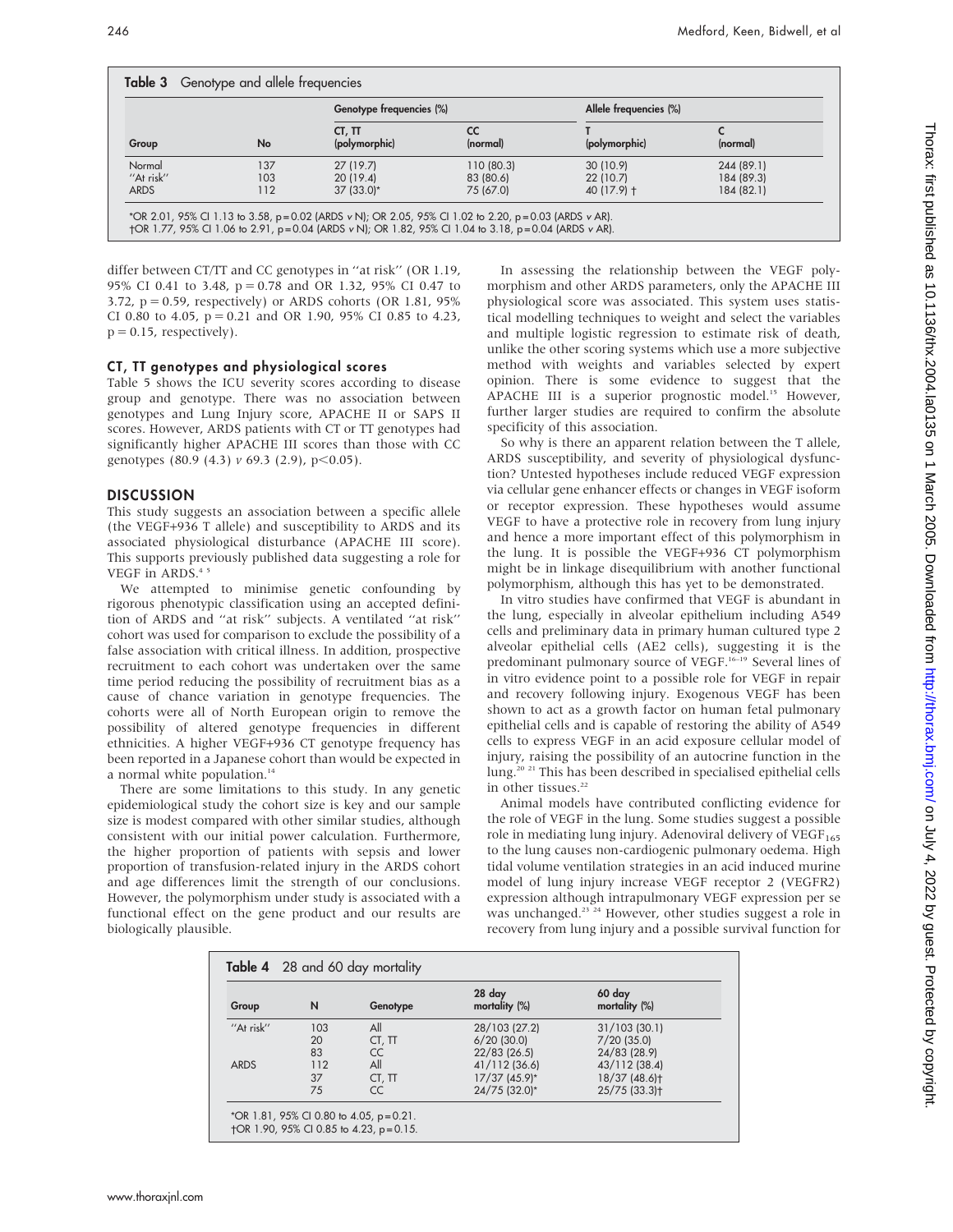**Table 3** Genotype and allele frequencies

| Group | No | Genotype frequencies (%) | | Allele frequencies (%) | |
|---|---|---|---|---|---|
| | | CT, TT (polymorphic) | CC (normal) | T (polymorphic) | C (normal) |
| Normal | 137 | 27 (19.7) | 110 (80.3) | 30 (10.9) | 244 (89.1) |
| "At risk" | 103 | 20 (19.4) | 83 (80.6) | 22 (10.7) | 184 (89.3) |
| ARDS | 112 | 37 (33.0)* | 75 (67.0) | 40 (17.9) † | 184 (82.1) |

*OR 2.01, 95% CI 1.13 to 3.58, p = 0.02 (ARDS v N); OR 2.05, 95% CI 1.02 to 2.20, p = 0.03 (ARDS v AR).
†OR 1.77, 95% CI 1.06 to 2.91, p = 0.04 (ARDS v N); OR 1.82, 95% CI 1.04 to 3.18, p = 0.04 (ARDS v AR).

differ between CT/TT and CC genotypes in "at risk" (OR 1.19, 95% CI 0.41 to 3.48, p = 0.78 and OR 1.32, 95% CI 0.47 to 3.72, p = 0.59, respectively) or ARDS cohorts (OR 1.81, 95% CI 0.80 to 4.05, p = 0.21 and OR 1.90, 95% CI 0.85 to 4.23, p = 0.15, respectively).

### CT, TT genotypes and physiological scores

Table 5 shows the ICU severity scores according to disease group and genotype. There was no association between genotypes and Lung Injury score, APACHE II or SAPS II scores. However, ARDS patients with CT or TT genotypes had significantly higher APACHE III scores than those with CC genotypes (80.9 (4.3) *v* 69.3 (2.9), $p<0.05$).

## DISCUSSION

This study suggests an association between a specific allele (the VEGF+936 T allele) and susceptibility to ARDS and its associated physiological disturbance (APACHE III score). This supports previously published data suggesting a role for VEGF in ARDS.[4 5]

We attempted to minimise genetic confounding by rigorous phenotypic classification using an accepted definition of ARDS and "at risk" subjects. A ventilated "at risk" cohort was used for comparison to exclude the possibility of a false association with critical illness. In addition, prospective recruitment to each cohort was undertaken over the same time period reducing the possibility of recruitment bias as a cause of chance variation in genotype frequencies. The cohorts were all of North European origin to remove the possibility of altered genotype frequencies in different ethnicities. A higher VEGF+936 CT genotype frequency has been reported in a Japanese cohort than would be expected in a normal white population.[14]

There are some limitations to this study. In any genetic epidemiological study the cohort size is key and our sample size is modest compared with other similar studies, although consistent with our initial power calculation. Furthermore, the higher proportion of patients with sepsis and lower proportion of transfusion-related injury in the ARDS cohort and age differences limit the strength of our conclusions. However, the polymorphism under study is associated with a functional effect on the gene product and our results are biologically plausible.

In assessing the relationship between the VEGF polymorphism and other ARDS parameters, only the APACHE III physiological score was associated. This system uses statistical modelling techniques to weight and select the variables and multiple logistic regression to estimate risk of death, unlike the other scoring systems which use a more subjective method with weights and variables selected by expert opinion. There is some evidence to suggest that the APACHE III is a superior prognostic model.[15] However, further larger studies are required to confirm the absolute specificity of this association.

So why is there an apparent relation between the T allele, ARDS susceptibility, and severity of physiological dysfunction? Untested hypotheses include reduced VEGF expression via cellular gene enhancer effects or changes in VEGF isoform or receptor expression. These hypotheses would assume VEGF to have a protective role in recovery from lung injury and hence a more important effect of this polymorphism in the lung. It is possible the VEGF+936 CT polymorphism might be in linkage disequilibrium with another functional polymorphism, although this has yet to be demonstrated.

In vitro studies have confirmed that VEGF is abundant in the lung, especially in alveolar epithelium including A549 cells and preliminary data in primary human cultured type 2 alveolar epithelial cells (AE2 cells), suggesting it is the predominant pulmonary source of VEGF.[16–19] Several lines of in vitro evidence point to a possible role for VEGF in repair and recovery following injury. Exogenous VEGF has been shown to act as a growth factor on human fetal pulmonary epithelial cells and is capable of restoring the ability of A549 cells to express VEGF in an acid exposure cellular model of injury, raising the possibility of an autocrine function in the lung.[20 21] This has been described in specialised epithelial cells in other tissues.[22]

Animal models have contributed conflicting evidence for the role of VEGF in the lung. Some studies suggest a possible role in mediating lung injury. Adenoviral delivery of $VEGF_{165}$ to the lung causes non-cardiogenic pulmonary oedema. High tidal volume ventilation strategies in an acid induced murine model of lung injury increase VEGF receptor 2 (VEGFR2) expression although intrapulmonary VEGF expression per se was unchanged.[23 24] However, other studies suggest a role in recovery from lung injury and a possible survival function for

**Table 4** 28 and 60 day mortality

| Group | N | Genotype | 28 day mortality (%) | 60 day mortality (%) |
|---|---|---|---|---|
| "At risk" | 103 | All | 28/103 (27.2) | 31/103 (30.1) |
| | 20 | CT, TT | 6/20 (30.0) | 7/20 (35.0) |
| | 83 | CC | 22/83 (26.5) | 24/83 (28.9) |
| ARDS | 112 | All | 41/112 (36.6) | 43/112 (38.4) |
| | 37 | CT, TT | 17/37 (45.9)* | 18/37 (48.6)† |
| | 75 | CC | 24/75 (32.0)* | 25/75 (33.3)† |

*OR 1.81, 95% CI 0.80 to 4.05, p = 0.21.
†OR 1.90, 95% CI 0.85 to 4.23, p = 0.15.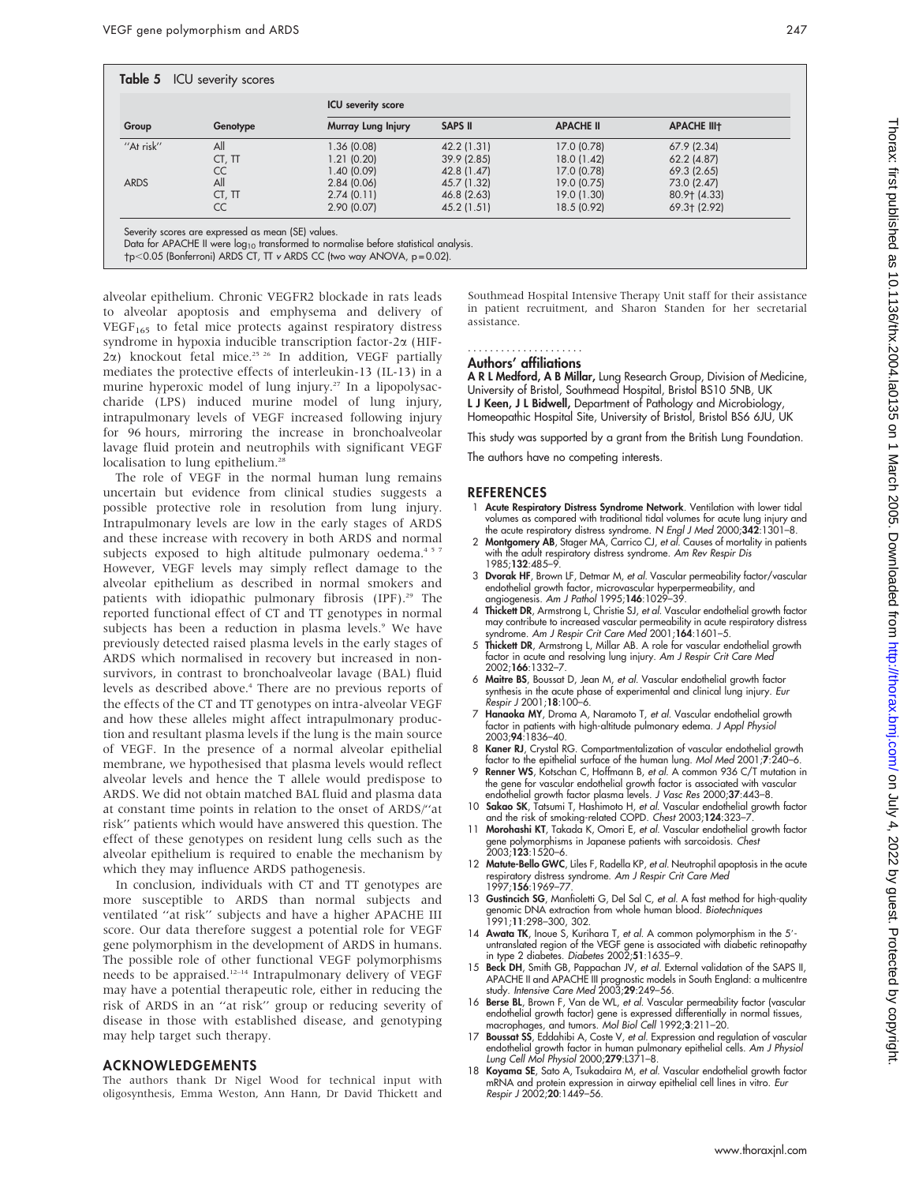**Table 5** ICU severity scores

| Group | Genotype | ICU severity score | | | |
|---|---|---|---|---|---|
| | | Murray Lung Injury | SAPS II | APACHE II | APACHE III† |
| "At risk" | All | 1.36 (0.08) | 42.2 (1.31) | 17.0 (0.78) | 67.9 (2.34) |
| | CT, TT | 1.21 (0.20) | 39.9 (2.85) | 18.0 (1.42) | 62.2 (4.87) |
| | CC | 1.40 (0.09) | 42.8 (1.47) | 17.0 (0.78) | 69.3 (2.65) |
| ARDS | All | 2.84 (0.06) | 45.7 (1.32) | 19.0 (0.75) | 73.0 (2.47) |
| | CT, TT | 2.74 (0.11) | 46.8 (2.63) | 19.0 (1.30) | 80.9† (4.33) |
| | CC | 2.90 (0.07) | 45.2 (1.51) | 18.5 (0.92) | 69.3† (2.92) |

Severity scores are expressed as mean (SE) values.
Data for APACHE II were $\log_{10}$ transformed to normalise before statistical analysis.
†p<0.05 (Bonferroni) ARDS CT, TT *v* ARDS CC (two way ANOVA, p = 0.02).

alveolar epithelium. Chronic VEGFR2 blockade in rats leads to alveolar apoptosis and emphysema and delivery of $VEGF_{165}$ to fetal mice protects against respiratory distress syndrome in hypoxia inducible transcription factor-2α (HIF-2α) knockout fetal mice.[25 26] In addition, VEGF partially mediates the protective effects of interleukin-13 (IL-13) in a murine hyperoxic model of lung injury.[27] In a lipopolysaccharide (LPS) induced murine model of lung injury, intrapulmonary levels of VEGF increased following injury for 96 hours, mirroring the increase in bronchoalveolar lavage fluid protein and neutrophils with significant VEGF localisation to lung epithelium.[28]

The role of VEGF in the normal human lung remains uncertain but evidence from clinical studies suggests a possible protective role in resolution from lung injury. Intrapulmonary levels are low in the early stages of ARDS and these increase with recovery in both ARDS and normal subjects exposed to high altitude pulmonary oedema.[4 5 7] However, VEGF levels may simply reflect damage to the alveolar epithelium as described in normal smokers and patients with idiopathic pulmonary fibrosis (IPF).[29] The reported functional effect of CT and TT genotypes in normal subjects has been a reduction in plasma levels.[9] We have previously detected raised plasma levels in the early stages of ARDS which normalised in recovery but increased in non-survivors, in contrast to bronchoalveolar lavage (BAL) fluid levels as described above.[4] There are no previous reports of the effects of the CT and TT genotypes on intra-alveolar VEGF and how these alleles might affect intrapulmonary production and resultant plasma levels if the lung is the main source of VEGF. In the presence of a normal alveolar epithelial membrane, we hypothesised that plasma levels would reflect alveolar levels and hence the T allele would predispose to ARDS. We did not obtain matched BAL fluid and plasma data at constant time points in relation to the onset of ARDS/"at risk" patients which would have answered this question. The effect of these genotypes on resident lung cells such as the alveolar epithelium is required to enable the mechanism by which they may influence ARDS pathogenesis.

In conclusion, individuals with CT and TT genotypes are more susceptible to ARDS than normal subjects and ventilated "at risk" subjects and have a higher APACHE III score. Our data therefore suggest a potential role for VEGF gene polymorphism in the development of ARDS in humans. The possible role of other functional VEGF polymorphisms needs to be appraised.[12–14] Intrapulmonary delivery of VEGF may have a potential therapeutic role, either in reducing the risk of ARDS in an "at risk" group or reducing severity of disease in those with established disease, and genotyping may help target such therapy.

## ACKNOWLEDGEMENTS

The authors thank Dr Nigel Wood for technical input with oligosynthesis, Emma Weston, Ann Hann, Dr David Thickett and Southmead Hospital Intensive Therapy Unit staff for their assistance in patient recruitment, and Sharon Standen for her secretarial assistance.

### Authors' affiliations

**A R L Medford, A B Millar,** Lung Research Group, Division of Medicine, University of Bristol, Southmead Hospital, Bristol BS10 5NB, UK
**L J Keen, J L Bidwell,** Department of Pathology and Microbiology, Homeopathic Hospital Site, University of Bristol, Bristol BS6 6JU, UK

This study was supported by a grant from the British Lung Foundation.

The authors have no competing interests.

## REFERENCES

1. **Acute Respiratory Distress Syndrome Network**. Ventilation with lower tidal volumes as compared with traditional tidal volumes for acute lung injury and the acute respiratory distress syndrome. *N Engl J Med* 2000;**342**:1301–8.
2. **Montgomery AB**, Stager MA, Carrico CJ, *et al*. Causes of mortality in patients with the adult respiratory distress syndrome. *Am Rev Respir Dis* 1985;**132**:485–9.
3. **Dvorak HF**, Brown LF, Detmar M, *et al*. Vascular permeability factor/vascular endothelial growth factor, microvascular hyperpermeability, and angiogenesis. *Am J Pathol* 1995;**146**:1029–39.
4. **Thickett DR**, Armstrong L, Christie SJ, *et al*. Vascular endothelial growth factor may contribute to increased vascular permeability in acute respiratory distress syndrome. *Am J Respir Crit Care Med* 2001;**164**:1601–5.
5. **Thickett DR**, Armstrong L, Millar AB. A role for vascular endothelial growth factor in acute and resolving lung injury. *Am J Respir Crit Care Med* 2002;**166**:1332–7.
6. **Maitre BS**, Boussat D, Jean M, *et al*. Vascular endothelial growth factor synthesis in the acute phase of experimental and clinical lung injury. *Eur Respir J* 2001;**18**:100–6.
7. **Hanaoka MY**, Droma A, Naramoto T, *et al*. Vascular endothelial growth factor in patients with high-altitude pulmonary edema. *J Appl Physiol* 2003;**94**:1836–40.
8. **Kaner RJ**, Crystal RG. Compartmentalization of vascular endothelial growth factor to the epithelial surface of the human lung. *Mol Med* 2001;**7**:240–6.
9. **Renner WS**, Kotschan C, Hoffmann B, *et al*. A common 936 C/T mutation in the gene for vascular endothelial growth factor is associated with vascular endothelial growth factor plasma levels. *J Vasc Res* 2000;**37**:443–8.
10. **Sakao SK**, Tatsumi T, Hashimoto H, *et al*. Vascular endothelial growth factor and the risk of smoking-related COPD. *Chest* 2003;**124**:323–7.
11. **Morohashi KT**, Takada K, Omori E, *et al*. Vascular endothelial growth factor gene polymorphisms in Japanese patients with sarcoidosis. *Chest* 2003;**123**:1520–6.
12. **Matute-Bello GWC**, Liles F, Radella KP, *et al*. Neutrophil apoptosis in the acute respiratory distress syndrome. *Am J Respir Crit Care Med* 1997;**156**:1969–77.
13. **Gustincich SG**, Manfioletti G, Del Sal C, *et al*. A fast method for high-quality genomic DNA extraction from whole human blood. *Biotechniques* 1991;**11**:298–300, 302.
14. **Awata TK**, Inoue S, Kurihara T, *et al*. A common polymorphism in the 5′-untranslated region of the VEGF gene is associated with diabetic retinopathy in type 2 diabetes. *Diabetes* 2002;**51**:1635–9.
15. **Beck DH**, Smith GB, Pappachan JV, *et al*. External validation of the SAPS II, APACHE II and APACHE III prognostic models in South England: a multicentre study. *Intensive Care Med* 2003;**29**:249–56.
16. **Berse BL**, Brown F, Van de WL, *et al*. Vascular permeability factor (vascular endothelial growth factor) gene is expressed differentially in normal tissues, macrophages, and tumors. *Mol Biol Cell* 1992;**3**:211–20.
17. **Boussat SS**, Eddahibi A, Coste V, *et al*. Expression and regulation of vascular endothelial growth factor in human pulmonary epithelial cells. *Am J Physiol Lung Cell Mol Physiol* 2000;**279**:L371–8.
18. **Koyama SE**, Sato A, Tsukadaira M, *et al*. Vascular endothelial growth factor mRNA and protein expression in airway epithelial cell lines in vitro. *Eur Respir J* 2002;**20**:1449–56.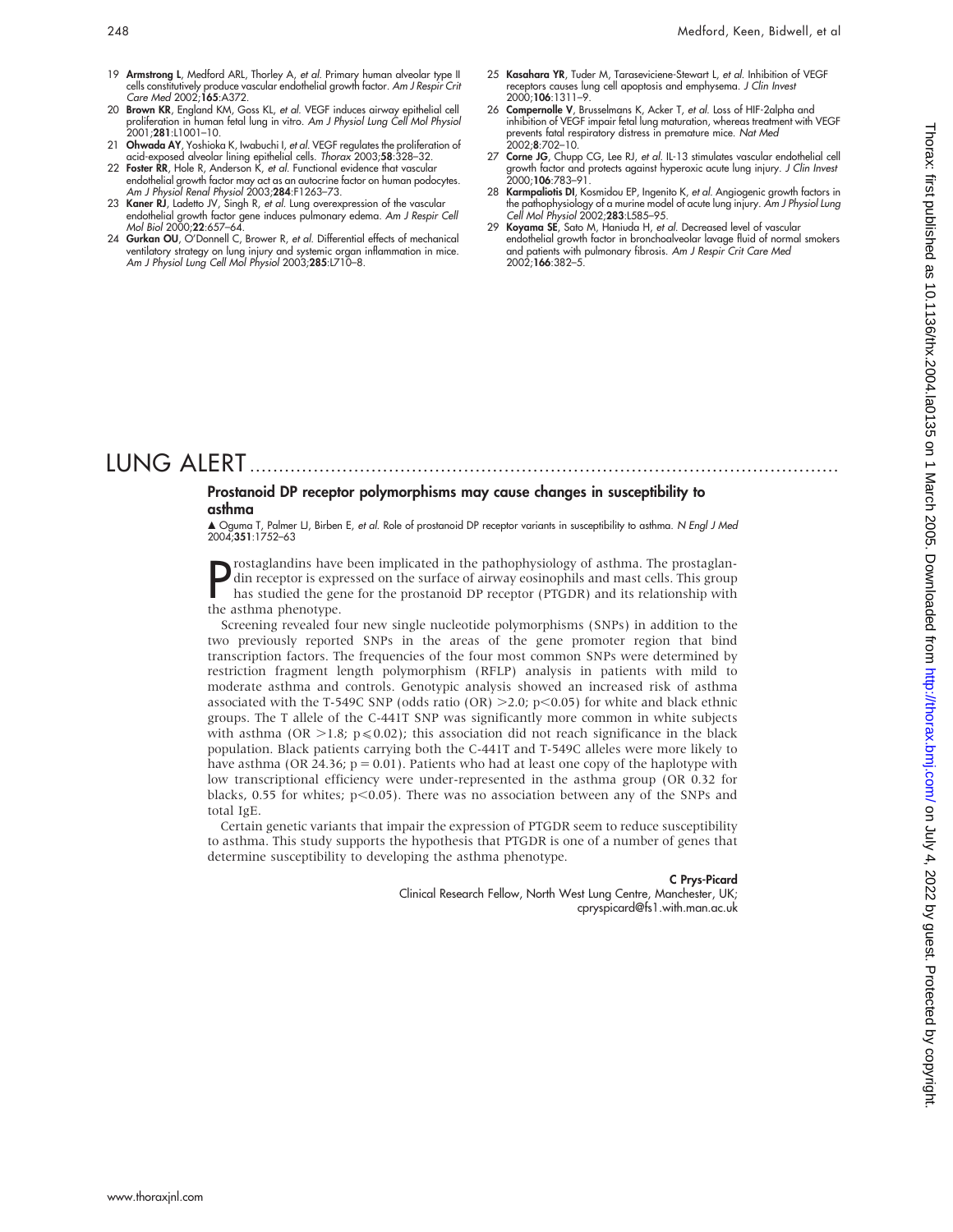19 **Armstrong L**, Medford ARL, Thorley A, *et al*. Primary human alveolar type II cells constitutively produce vascular endothelial growth factor. *Am J Respir Crit Care Med* 2002;**165**:A372.
20 **Brown KR**, England KM, Goss KL, *et al*. VEGF induces airway epithelial cell proliferation in human fetal lung in vitro. *Am J Physiol Lung Cell Mol Physiol* 2001;**281**:L1001–10.
21 **Ohwada AY**, Yoshioka K, Iwabuchi I, *et al*. VEGF regulates the proliferation of acid-exposed alveolar lining epithelial cells. *Thorax* 2003;**58**:328–32.
22 **Foster RR**, Hole R, Anderson K, *et al*. Functional evidence that vascular endothelial growth factor may act as an autocrine factor on human podocytes. *Am J Physiol Renal Physiol* 2003;**284**:F1263–73.
23 **Kaner RJ**, Ladetto JV, Singh R, *et al*. Lung overexpression of the vascular endothelial growth factor gene induces pulmonary edema. *Am J Respir Cell Mol Biol* 2000;**22**:657–64.
24 **Gurkan OU**, O'Donnell C, Brower R, *et al*. Differential effects of mechanical ventilatory strategy on lung injury and systemic organ inflammation in mice. *Am J Physiol Lung Cell Mol Physiol* 2003;**285**:L710–8.
25 **Kasahara YR**, Tuder M, Taraseviciene-Stewart L, *et al*. Inhibition of VEGF receptors causes lung cell apoptosis and emphysema. *J Clin Invest* 2000;**106**:1311–9.
26 **Compernolle V**, Brusselmans K, Acker T, *et al*. Loss of HIF-2alpha and inhibition of VEGF impair fetal lung maturation, whereas treatment with VEGF prevents fatal respiratory distress in premature mice. *Nat Med* 2002;**8**:702–10.
27 **Corne JG**, Chupp CG, Lee RJ, *et al*. IL-13 stimulates vascular endothelial cell growth factor and protects against hyperoxic acute lung injury. *J Clin Invest* 2000;**106**:783–91.
28 **Karmpaliotis DI**, Kosmidou EP, Ingenito K, *et al*. Angiogenic growth factors in the pathophysiology of a murine model of acute lung injury. *Am J Physiol Lung Cell Mol Physiol* 2002;**283**:L585–95.
29 **Koyama SE**, Sato M, Haniuda H, *et al*. Decreased level of vascular endothelial growth factor in bronchoalveolar lavage fluid of normal smokers and patients with pulmonary fibrosis. *Am J Respir Crit Care Med* 2002;**166**:382–5.

# LUNG ALERT

## Prostanoid DP receptor polymorphisms may cause changes in susceptibility to asthma

▲ Oguma T, Palmer LJ, Birben E, *et al*. Role of prostanoid DP receptor variants in susceptibility to asthma. *N Engl J Med* 2004;**351**:1752–63

Prostaglandins have been implicated in the pathophysiology of asthma. The prostaglandin receptor is expressed on the surface of airway eosinophils and mast cells. This group has studied the gene for the prostanoid DP receptor (PTGDR) and its relationship with the asthma phenotype.

Screening revealed four new single nucleotide polymorphisms (SNPs) in addition to the two previously reported SNPs in the areas of the gene promoter region that bind transcription factors. The frequencies of the four most common SNPs were determined by restriction fragment length polymorphism (RFLP) analysis in patients with mild to moderate asthma and controls. Genotypic analysis showed an increased risk of asthma associated with the T-549C SNP (odds ratio (OR) $>2.0$; $p<0.05$) for white and black ethnic groups. The T allele of the C-441T SNP was significantly more common in white subjects with asthma (OR $>1.8$; $p\leqslant0.02$); this association did not reach significance in the black population. Black patients carrying both the C-441T and T-549C alleles were more likely to have asthma (OR 24.36; $p = 0.01$). Patients who had at least one copy of the haplotype with low transcriptional efficiency were under-represented in the asthma group (OR 0.32 for blacks, 0.55 for whites; $p<0.05$). There was no association between any of the SNPs and total IgE.

Certain genetic variants that impair the expression of PTGDR seem to reduce susceptibility to asthma. This study supports the hypothesis that PTGDR is one of a number of genes that determine susceptibility to developing the asthma phenotype.

**C Prys-Picard**
Clinical Research Fellow, North West Lung Centre, Manchester, UK; cpryspicard@fs1.with.man.ac.uk